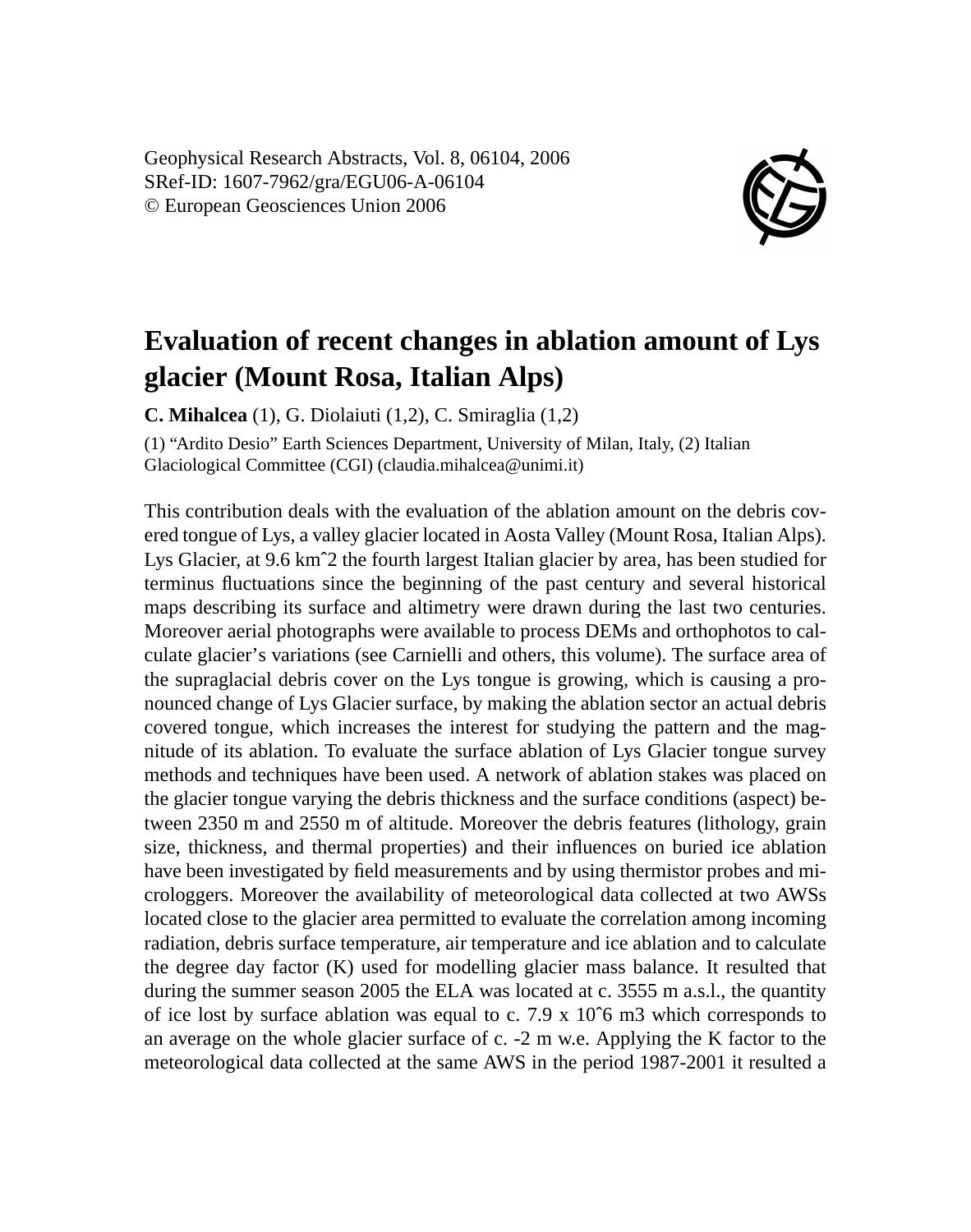Geophysical Research Abstracts, Vol. 8, 06104, 2006
SRef-ID: 1607-7962/gra/EGU06-A-06104
© European Geosciences Union 2006

# Evaluation of recent changes in ablation amount of Lys glacier (Mount Rosa, Italian Alps)

**C. Mihalcea** (1), G. Diolaiuti (1,2), C. Smiraglia (1,2)

(1) "Ardito Desio" Earth Sciences Department, University of Milan, Italy, (2) Italian Glaciological Committee (CGI) (claudia.mihalcea@unimi.it)

This contribution deals with the evaluation of the ablation amount on the debris covered tongue of Lys, a valley glacier located in Aosta Valley (Mount Rosa, Italian Alps). Lys Glacier, at 9.6 $km^2$ the fourth largest Italian glacier by area, has been studied for terminus fluctuations since the beginning of the past century and several historical maps describing its surface and altimetry were drawn during the last two centuries. Moreover aerial photographs were available to process DEMs and orthophotos to calculate glacier's variations (see Carnielli and others, this volume). The surface area of the supraglacial debris cover on the Lys tongue is growing, which is causing a pronounced change of Lys Glacier surface, by making the ablation sector an actual debris covered tongue, which increases the interest for studying the pattern and the magnitude of its ablation. To evaluate the surface ablation of Lys Glacier tongue survey methods and techniques have been used. A network of ablation stakes was placed on the glacier tongue varying the debris thickness and the surface conditions (aspect) between 2350 m and 2550 m of altitude. Moreover the debris features (lithology, grain size, thickness, and thermal properties) and their influences on buried ice ablation have been investigated by field measurements and by using thermistor probes and microloggers. Moreover the availability of meteorological data collected at two AWSs located close to the glacier area permitted to evaluate the correlation among incoming radiation, debris surface temperature, air temperature and ice ablation and to calculate the degree day factor (K) used for modelling glacier mass balance. It resulted that during the summer season 2005 the ELA was located at c. 3555 m a.s.l., the quantity of ice lost by surface ablation was equal to c. $7.9 \times 10^6$ $m^3$ which corresponds to an average on the whole glacier surface of c. -2 m w.e. Applying the K factor to the meteorological data collected at the same AWS in the period 1987-2001 it resulted a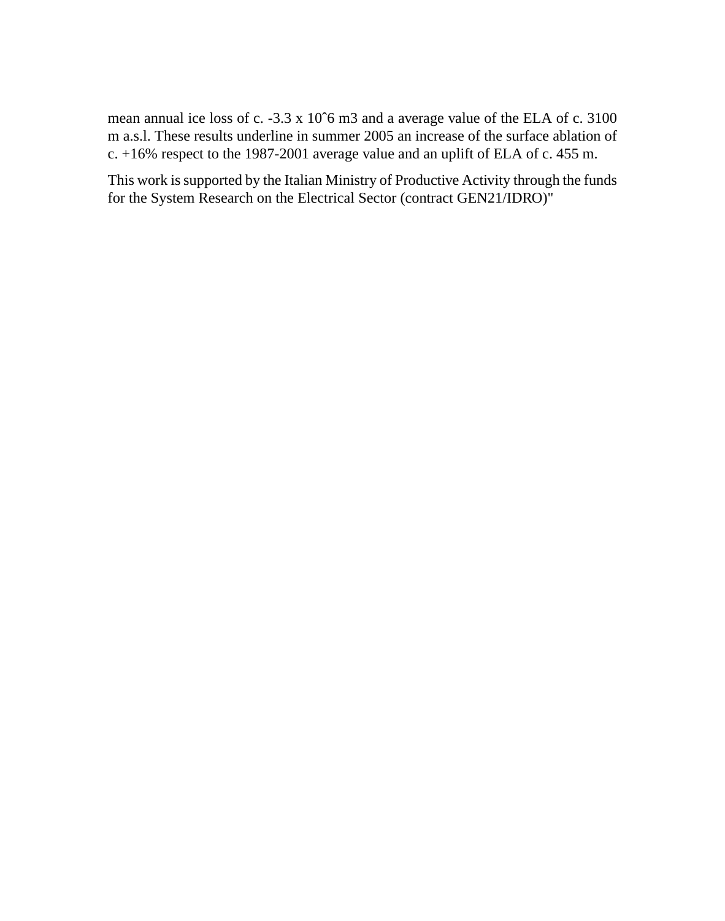mean annual ice loss of c. -3.3 x $10^6$ $m^3$ and a average value of the ELA of c. 3100 m a.s.l. These results underline in summer 2005 an increase of the surface ablation of c. +16% respect to the 1987-2001 average value and an uplift of ELA of c. 455 m.

This work is supported by the Italian Ministry of Productive Activity through the funds for the System Research on the Electrical Sector (contract GEN21/IDRO)"